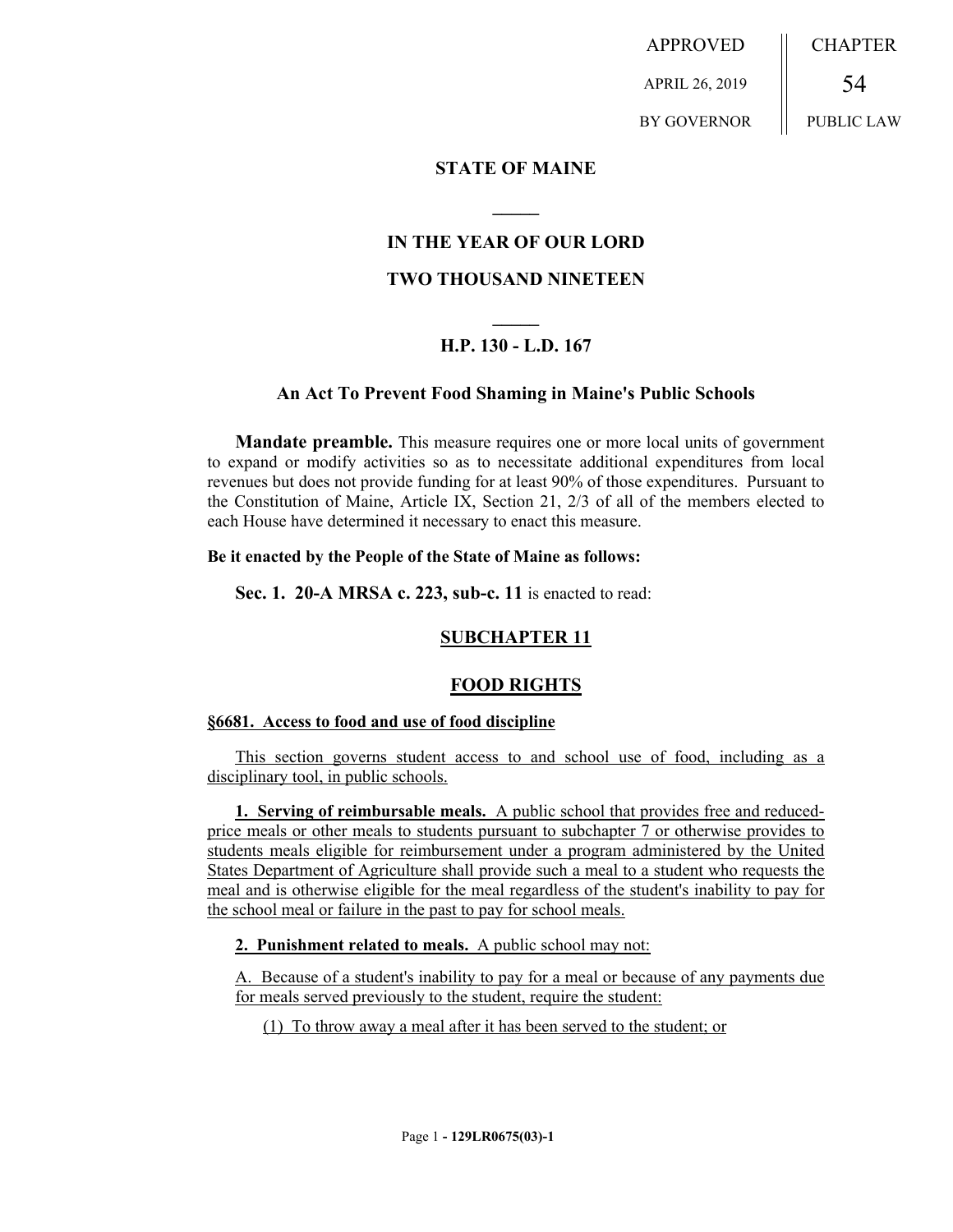APPROVED

APRIL 26, 2019

BY GOVERNOR

CHAPTER

54

PUBLIC LAW

## STATE OF MAINE

## IN THE YEAR OF OUR LORD

## TWO THOUSAND NINETEEN

## H.P. 130 - L.D. 167

### An Act To Prevent Food Shaming in Maine's Public Schools

**Mandate preamble.** This measure requires one or more local units of government to expand or modify activities so as to necessitate additional expenditures from local revenues but does not provide funding for at least 90% of those expenditures. Pursuant to the Constitution of Maine, Article IX, Section 21, 2/3 of all of the members elected to each House have determined it necessary to enact this measure.

**Be it enacted by the People of the State of Maine as follows:**

**Sec. 1. 20-A MRSA c. 223, sub-c. 11** is enacted to read:

### SUBCHAPTER 11

### FOOD RIGHTS

**§6681. Access to food and use of food discipline**

This section governs student access to and school use of food, including as a disciplinary tool, in public schools.

**1. Serving of reimbursable meals.** A public school that provides free and reduced-price meals or other meals to students pursuant to subchapter 7 or otherwise provides to students meals eligible for reimbursement under a program administered by the United States Department of Agriculture shall provide such a meal to a student who requests the meal and is otherwise eligible for the meal regardless of the student's inability to pay for the school meal or failure in the past to pay for school meals.

**2. Punishment related to meals.** A public school may not:

A. Because of a student's inability to pay for a meal or because of any payments due for meals served previously to the student, require the student:

(1) To throw away a meal after it has been served to the student; or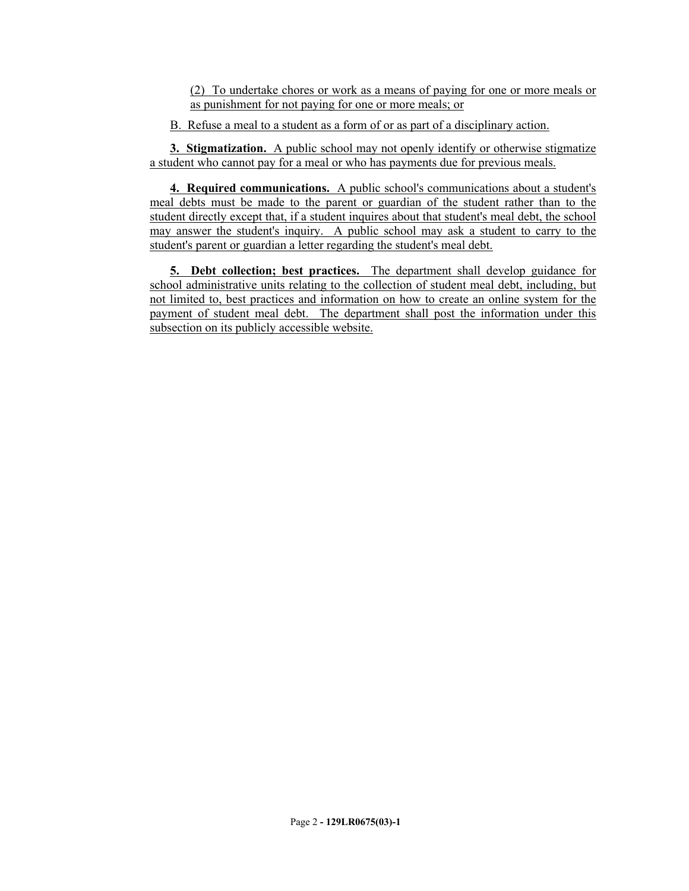(2) To undertake chores or work as a means of paying for one or more meals or as punishment for not paying for one or more meals; or

B. Refuse a meal to a student as a form of or as part of a disciplinary action.

**3. Stigmatization.** A public school may not openly identify or otherwise stigmatize a student who cannot pay for a meal or who has payments due for previous meals.

**4. Required communications.** A public school's communications about a student's meal debts must be made to the parent or guardian of the student rather than to the student directly except that, if a student inquires about that student's meal debt, the school may answer the student's inquiry. A public school may ask a student to carry to the student's parent or guardian a letter regarding the student's meal debt.

**5. Debt collection; best practices.** The department shall develop guidance for school administrative units relating to the collection of student meal debt, including, but not limited to, best practices and information on how to create an online system for the payment of student meal debt. The department shall post the information under this subsection on its publicly accessible website.